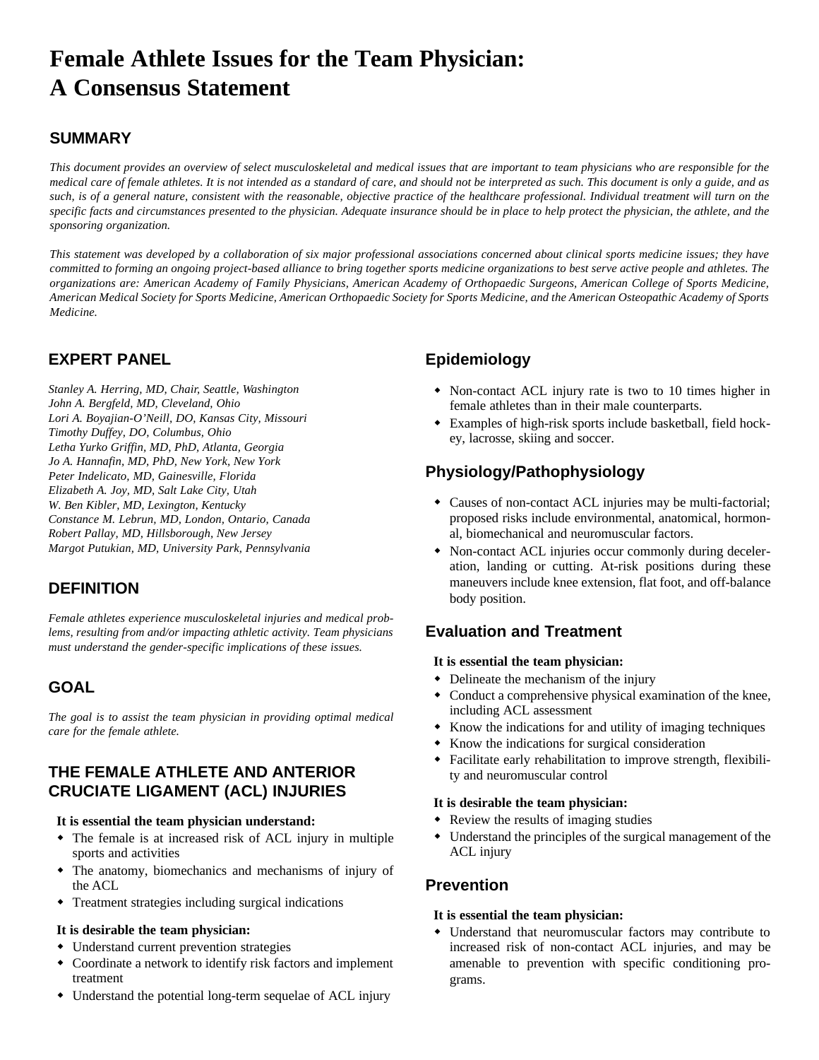# Female Athlete Issues for the Team Physician: A Consensus Statement

## SUMMARY

*This document provides an overview of select musculoskeletal and medical issues that are important to team physicians who are responsible for the medical care of female athletes. It is not intended as a standard of care, and should not be interpreted as such. This document is only a guide, and as such, is of a general nature, consistent with the reasonable, objective practice of the healthcare professional. Individual treatment will turn on the specific facts and circumstances presented to the physician. Adequate insurance should be in place to help protect the physician, the athlete, and the sponsoring organization.*

*This statement was developed by a collaboration of six major professional associations concerned about clinical sports medicine issues; they have committed to forming an ongoing project-based alliance to bring together sports medicine organizations to best serve active people and athletes. The organizations are: American Academy of Family Physicians, American Academy of Orthopaedic Surgeons, American College of Sports Medicine, American Medical Society for Sports Medicine, American Orthopaedic Society for Sports Medicine, and the American Osteopathic Academy of Sports Medicine.*

## EXPERT PANEL

*Stanley A. Herring, MD, Chair, Seattle, Washington*
*John A. Bergfeld, MD, Cleveland, Ohio*
*Lori A. Boyajian-O'Neill, DO, Kansas City, Missouri*
*Timothy Duffey, DO, Columbus, Ohio*
*Letha Yurko Griffin, MD, PhD, Atlanta, Georgia*
*Jo A. Hannafin, MD, PhD, New York, New York*
*Peter Indelicato, MD, Gainesville, Florida*
*Elizabeth A. Joy, MD, Salt Lake City, Utah*
*W. Ben Kibler, MD, Lexington, Kentucky*
*Constance M. Lebrun, MD, London, Ontario, Canada*
*Robert Pallay, MD, Hillsborough, New Jersey*
*Margot Putukian, MD, University Park, Pennsylvania*

## DEFINITION

*Female athletes experience musculoskeletal injuries and medical problems, resulting from and/or impacting athletic activity. Team physicians must understand the gender-specific implications of these issues.*

## GOAL

*The goal is to assist the team physician in providing optimal medical care for the female athlete.*

## THE FEMALE ATHLETE AND ANTERIOR CRUCIATE LIGAMENT (ACL) INJURIES

**It is essential the team physician understand:**

- The female is at increased risk of ACL injury in multiple sports and activities
- The anatomy, biomechanics and mechanisms of injury of the ACL
- Treatment strategies including surgical indications

**It is desirable the team physician:**

- Understand current prevention strategies
- Coordinate a network to identify risk factors and implement treatment
- Understand the potential long-term sequelae of ACL injury

### Epidemiology

- Non-contact ACL injury rate is two to 10 times higher in female athletes than in their male counterparts.
- Examples of high-risk sports include basketball, field hockey, lacrosse, skiing and soccer.

### Physiology/Pathophysiology

- Causes of non-contact ACL injuries may be multi-factorial; proposed risks include environmental, anatomical, hormonal, biomechanical and neuromuscular factors.
- Non-contact ACL injuries occur commonly during deceleration, landing or cutting. At-risk positions during these maneuvers include knee extension, flat foot, and off-balance body position.

### Evaluation and Treatment

**It is essential the team physician:**

- Delineate the mechanism of the injury
- Conduct a comprehensive physical examination of the knee, including ACL assessment
- Know the indications for and utility of imaging techniques
- Know the indications for surgical consideration
- Facilitate early rehabilitation to improve strength, flexibility and neuromuscular control

**It is desirable the team physician:**

- Review the results of imaging studies
- Understand the principles of the surgical management of the ACL injury

### Prevention

**It is essential the team physician:**

- Understand that neuromuscular factors may contribute to increased risk of non-contact ACL injuries, and may be amenable to prevention with specific conditioning programs.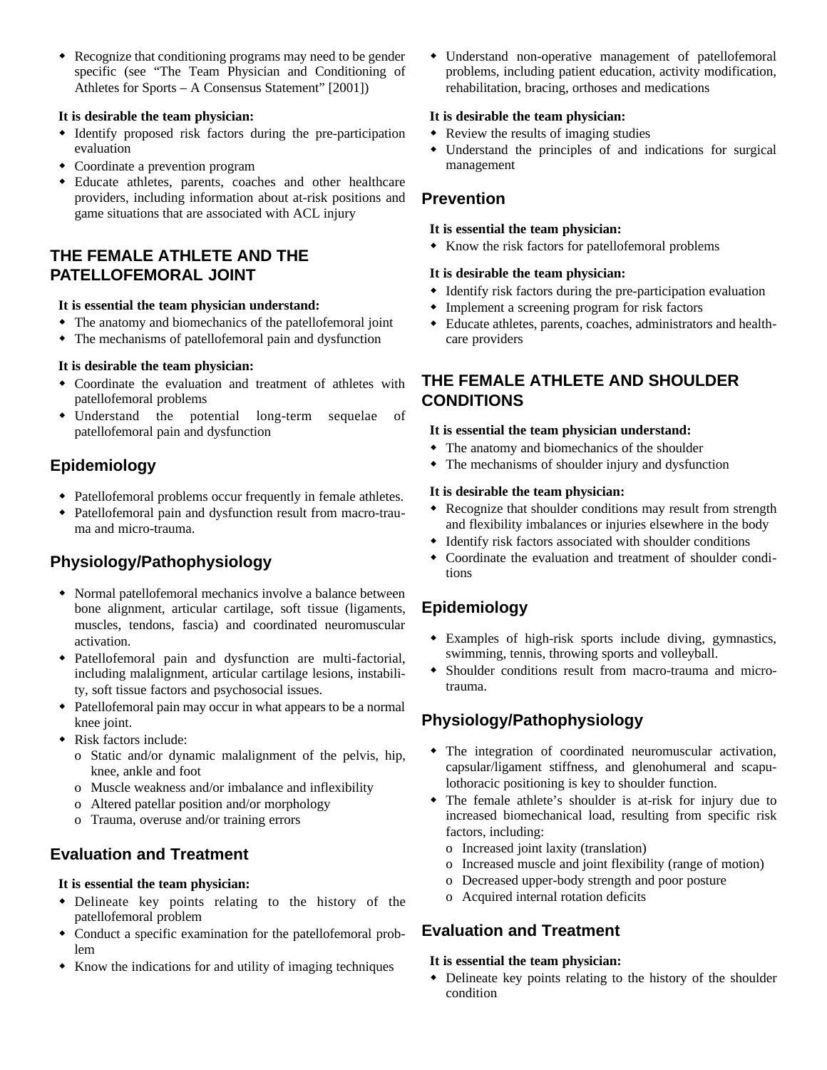- Recognize that conditioning programs may need to be gender specific (see "The Team Physician and Conditioning of Athletes for Sports – A Consensus Statement" [2001])

**It is desirable the team physician:**

- Identify proposed risk factors during the pre-participation evaluation
- Coordinate a prevention program
- Educate athletes, parents, coaches and other healthcare providers, including information about at-risk positions and game situations that are associated with ACL injury

## THE FEMALE ATHLETE AND THE PATELLOFEMORAL JOINT

**It is essential the team physician understand:**

- The anatomy and biomechanics of the patellofemoral joint
- The mechanisms of patellofemoral pain and dysfunction

**It is desirable the team physician:**

- Coordinate the evaluation and treatment of athletes with patellofemoral problems
- Understand the potential long-term sequelae of patellofemoral pain and dysfunction

### Epidemiology

- Patellofemoral problems occur frequently in female athletes.
- Patellofemoral pain and dysfunction result from macro-trauma and micro-trauma.

### Physiology/Pathophysiology

- Normal patellofemoral mechanics involve a balance between bone alignment, articular cartilage, soft tissue (ligaments, muscles, tendons, fascia) and coordinated neuromuscular activation.
- Patellofemoral pain and dysfunction are multi-factorial, including malalignment, articular cartilage lesions, instability, soft tissue factors and psychosocial issues.
- Patellofemoral pain may occur in what appears to be a normal knee joint.
- Risk factors include:
  - Static and/or dynamic malalignment of the pelvis, hip, knee, ankle and foot
  - Muscle weakness and/or imbalance and inflexibility
  - Altered patellar position and/or morphology
  - Trauma, overuse and/or training errors

### Evaluation and Treatment

**It is essential the team physician:**

- Delineate key points relating to the history of the patellofemoral problem
- Conduct a specific examination for the patellofemoral problem
- Know the indications for and utility of imaging techniques
- Understand non-operative management of patellofemoral problems, including patient education, activity modification, rehabilitation, bracing, orthoses and medications

**It is desirable the team physician:**

- Review the results of imaging studies
- Understand the principles of and indications for surgical management

### Prevention

**It is essential the team physician:**

- Know the risk factors for patellofemoral problems

**It is desirable the team physician:**

- Identify risk factors during the pre-participation evaluation
- Implement a screening program for risk factors
- Educate athletes, parents, coaches, administrators and healthcare providers

## THE FEMALE ATHLETE AND SHOULDER CONDITIONS

**It is essential the team physician understand:**

- The anatomy and biomechanics of the shoulder
- The mechanisms of shoulder injury and dysfunction

**It is desirable the team physician:**

- Recognize that shoulder conditions may result from strength and flexibility imbalances or injuries elsewhere in the body
- Identify risk factors associated with shoulder conditions
- Coordinate the evaluation and treatment of shoulder conditions

### Epidemiology

- Examples of high-risk sports include diving, gymnastics, swimming, tennis, throwing sports and volleyball.
- Shoulder conditions result from macro-trauma and micro-trauma.

### Physiology/Pathophysiology

- The integration of coordinated neuromuscular activation, capsular/ligament stiffness, and glenohumeral and scapulothoracic positioning is key to shoulder function.
- The female athlete's shoulder is at-risk for injury due to increased biomechanical load, resulting from specific risk factors, including:
  - Increased joint laxity (translation)
  - Increased muscle and joint flexibility (range of motion)
  - Decreased upper-body strength and poor posture
  - Acquired internal rotation deficits

### Evaluation and Treatment

**It is essential the team physician:**

- Delineate key points relating to the history of the shoulder condition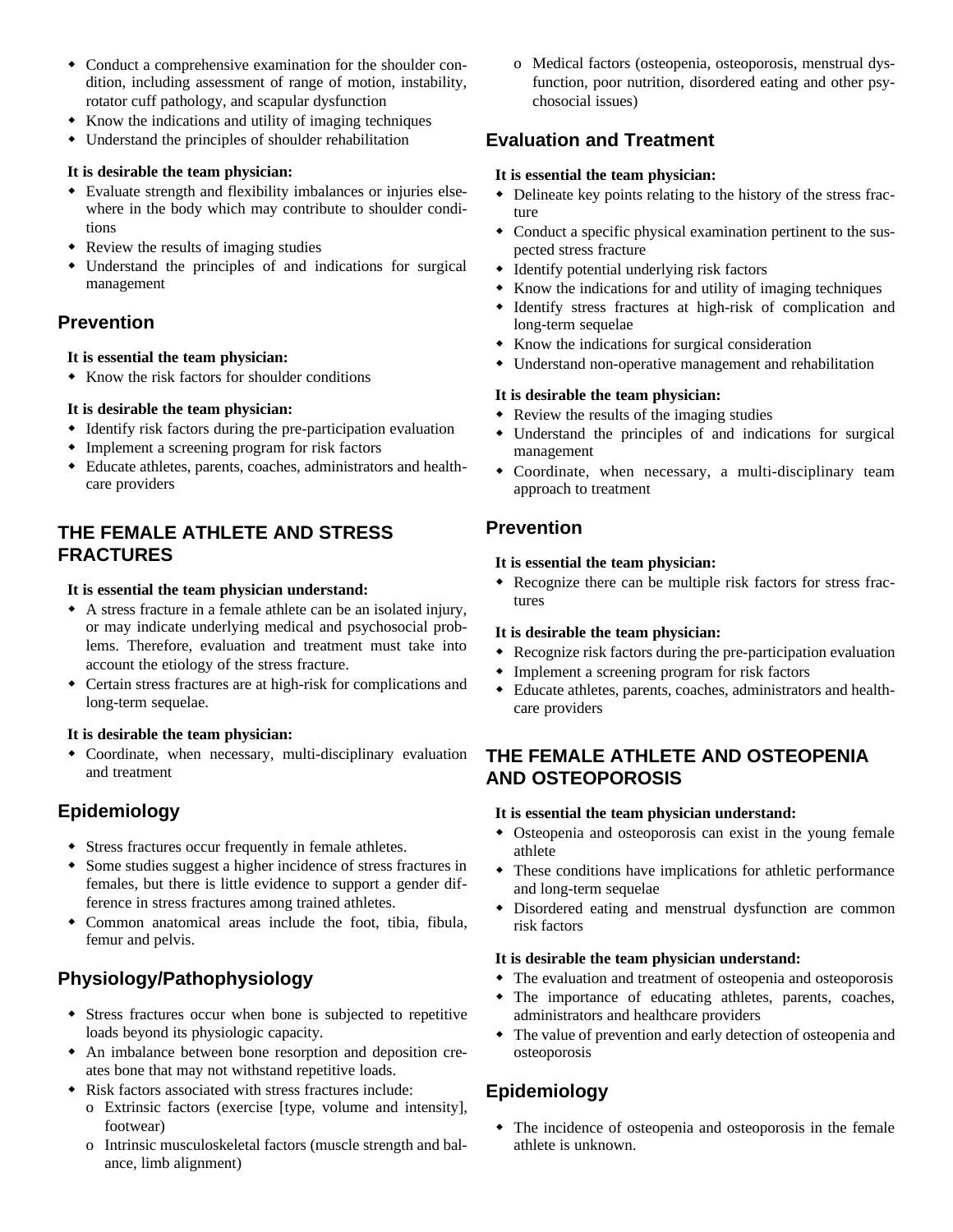- Conduct a comprehensive examination for the shoulder condition, including assessment of range of motion, instability, rotator cuff pathology, and scapular dysfunction
- Know the indications and utility of imaging techniques
- Understand the principles of shoulder rehabilitation

**It is desirable the team physician:**
- Evaluate strength and flexibility imbalances or injuries elsewhere in the body which may contribute to shoulder conditions
- Review the results of imaging studies
- Understand the principles of and indications for surgical management

## Prevention

**It is essential the team physician:**
- Know the risk factors for shoulder conditions

**It is desirable the team physician:**
- Identify risk factors during the pre-participation evaluation
- Implement a screening program for risk factors
- Educate athletes, parents, coaches, administrators and healthcare providers

# THE FEMALE ATHLETE AND STRESS FRACTURES

**It is essential the team physician understand:**
- A stress fracture in a female athlete can be an isolated injury, or may indicate underlying medical and psychosocial problems. Therefore, evaluation and treatment must take into account the etiology of the stress fracture.
- Certain stress fractures are at high-risk for complications and long-term sequelae.

**It is desirable the team physician:**
- Coordinate, when necessary, multi-disciplinary evaluation and treatment

## Epidemiology

- Stress fractures occur frequently in female athletes.
- Some studies suggest a higher incidence of stress fractures in females, but there is little evidence to support a gender difference in stress fractures among trained athletes.
- Common anatomical areas include the foot, tibia, fibula, femur and pelvis.

## Physiology/Pathophysiology

- Stress fractures occur when bone is subjected to repetitive loads beyond its physiologic capacity.
- An imbalance between bone resorption and deposition creates bone that may not withstand repetitive loads.
- Risk factors associated with stress fractures include:
  - Extrinsic factors (exercise [type, volume and intensity], footwear)
  - Intrinsic musculoskeletal factors (muscle strength and balance, limb alignment)
  - Medical factors (osteopenia, osteoporosis, menstrual dysfunction, poor nutrition, disordered eating and other psychosocial issues)

## Evaluation and Treatment

**It is essential the team physician:**
- Delineate key points relating to the history of the stress fracture
- Conduct a specific physical examination pertinent to the suspected stress fracture
- Identify potential underlying risk factors
- Know the indications for and utility of imaging techniques
- Identify stress fractures at high-risk of complication and long-term sequelae
- Know the indications for surgical consideration
- Understand non-operative management and rehabilitation

**It is desirable the team physician:**
- Review the results of the imaging studies
- Understand the principles of and indications for surgical management
- Coordinate, when necessary, a multi-disciplinary team approach to treatment

## Prevention

**It is essential the team physician:**
- Recognize there can be multiple risk factors for stress fractures

**It is desirable the team physician:**
- Recognize risk factors during the pre-participation evaluation
- Implement a screening program for risk factors
- Educate athletes, parents, coaches, administrators and healthcare providers

# THE FEMALE ATHLETE AND OSTEOPENIA AND OSTEOPOROSIS

**It is essential the team physician understand:**
- Osteopenia and osteoporosis can exist in the young female athlete
- These conditions have implications for athletic performance and long-term sequelae
- Disordered eating and menstrual dysfunction are common risk factors

**It is desirable the team physician understand:**
- The evaluation and treatment of osteopenia and osteoporosis
- The importance of educating athletes, parents, coaches, administrators and healthcare providers
- The value of prevention and early detection of osteopenia and osteoporosis

## Epidemiology

- The incidence of osteopenia and osteoporosis in the female athlete is unknown.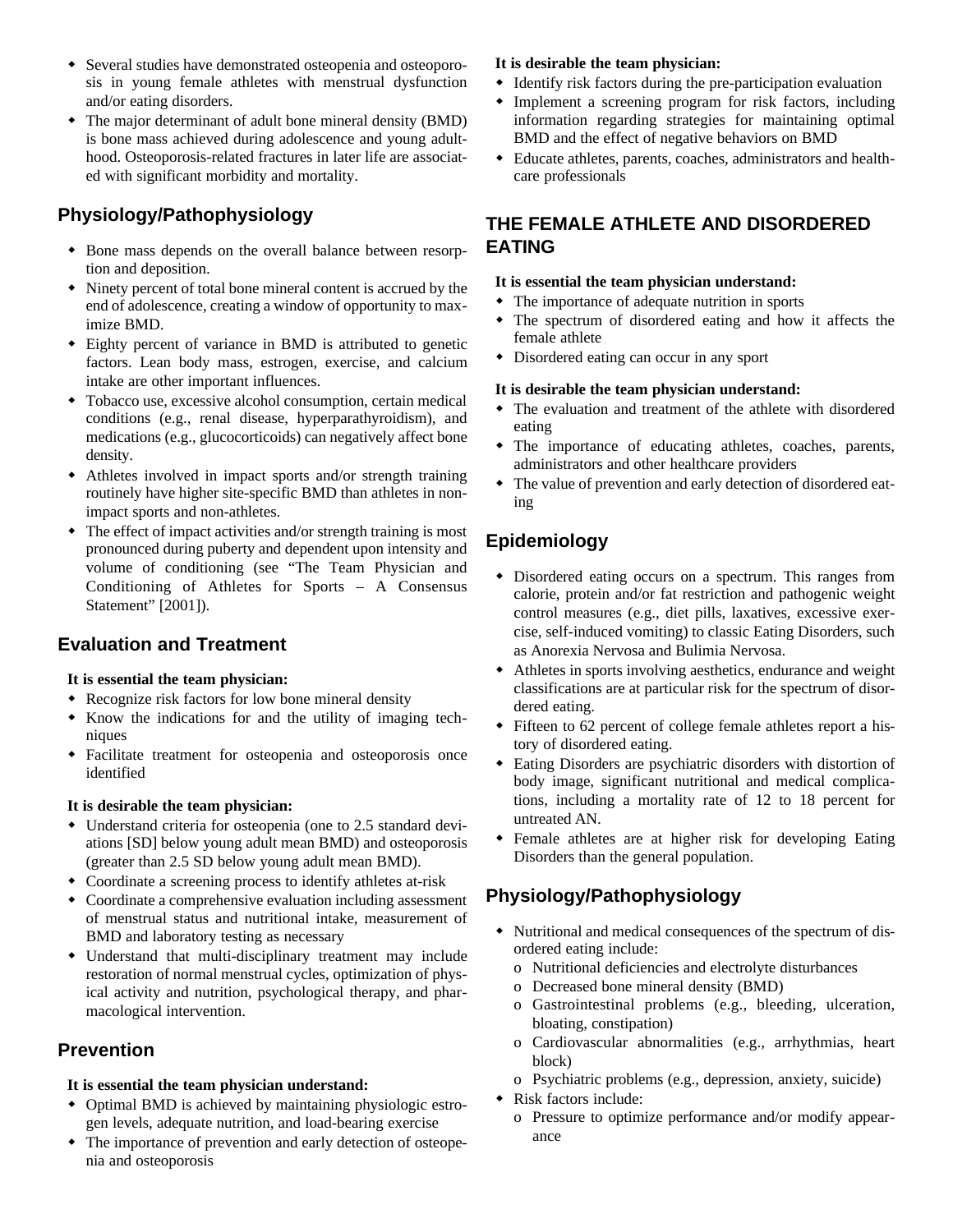- Several studies have demonstrated osteopenia and osteoporosis in young female athletes with menstrual dysfunction and/or eating disorders.
- The major determinant of adult bone mineral density (BMD) is bone mass achieved during adolescence and young adulthood. Osteoporosis-related fractures in later life are associated with significant morbidity and mortality.

## Physiology/Pathophysiology

- Bone mass depends on the overall balance between resorption and deposition.
- Ninety percent of total bone mineral content is accrued by the end of adolescence, creating a window of opportunity to maximize BMD.
- Eighty percent of variance in BMD is attributed to genetic factors. Lean body mass, estrogen, exercise, and calcium intake are other important influences.
- Tobacco use, excessive alcohol consumption, certain medical conditions (e.g., renal disease, hyperparathyroidism), and medications (e.g., glucocorticoids) can negatively affect bone density.
- Athletes involved in impact sports and/or strength training routinely have higher site-specific BMD than athletes in non-impact sports and non-athletes.
- The effect of impact activities and/or strength training is most pronounced during puberty and dependent upon intensity and volume of conditioning (see "The Team Physician and Conditioning of Athletes for Sports – A Consensus Statement" [2001]).

## Evaluation and Treatment

**It is essential the team physician:**

- Recognize risk factors for low bone mineral density
- Know the indications for and the utility of imaging techniques
- Facilitate treatment for osteopenia and osteoporosis once identified

**It is desirable the team physician:**

- Understand criteria for osteopenia (one to 2.5 standard deviations [SD] below young adult mean BMD) and osteoporosis (greater than 2.5 SD below young adult mean BMD).
- Coordinate a screening process to identify athletes at-risk
- Coordinate a comprehensive evaluation including assessment of menstrual status and nutritional intake, measurement of BMD and laboratory testing as necessary
- Understand that multi-disciplinary treatment may include restoration of normal menstrual cycles, optimization of physical activity and nutrition, psychological therapy, and pharmacological intervention.

## Prevention

**It is essential the team physician understand:**

- Optimal BMD is achieved by maintaining physiologic estrogen levels, adequate nutrition, and load-bearing exercise
- The importance of prevention and early detection of osteopenia and osteoporosis

**It is desirable the team physician:**

- Identify risk factors during the pre-participation evaluation
- Implement a screening program for risk factors, including information regarding strategies for maintaining optimal BMD and the effect of negative behaviors on BMD
- Educate athletes, parents, coaches, administrators and healthcare professionals

## THE FEMALE ATHLETE AND DISORDERED EATING

**It is essential the team physician understand:**

- The importance of adequate nutrition in sports
- The spectrum of disordered eating and how it affects the female athlete
- Disordered eating can occur in any sport

**It is desirable the team physician understand:**

- The evaluation and treatment of the athlete with disordered eating
- The importance of educating athletes, coaches, parents, administrators and other healthcare providers
- The value of prevention and early detection of disordered eating

## Epidemiology

- Disordered eating occurs on a spectrum. This ranges from calorie, protein and/or fat restriction and pathogenic weight control measures (e.g., diet pills, laxatives, excessive exercise, self-induced vomiting) to classic Eating Disorders, such as Anorexia Nervosa and Bulimia Nervosa.
- Athletes in sports involving aesthetics, endurance and weight classifications are at particular risk for the spectrum of disordered eating.
- Fifteen to 62 percent of college female athletes report a history of disordered eating.
- Eating Disorders are psychiatric disorders with distortion of body image, significant nutritional and medical complications, including a mortality rate of 12 to 18 percent for untreated AN.
- Female athletes are at higher risk for developing Eating Disorders than the general population.

## Physiology/Pathophysiology

- Nutritional and medical consequences of the spectrum of disordered eating include:
  - o Nutritional deficiencies and electrolyte disturbances
  - o Decreased bone mineral density (BMD)
  - o Gastrointestinal problems (e.g., bleeding, ulceration, bloating, constipation)
  - o Cardiovascular abnormalities (e.g., arrhythmias, heart block)
  - o Psychiatric problems (e.g., depression, anxiety, suicide)
- Risk factors include:
  - o Pressure to optimize performance and/or modify appearance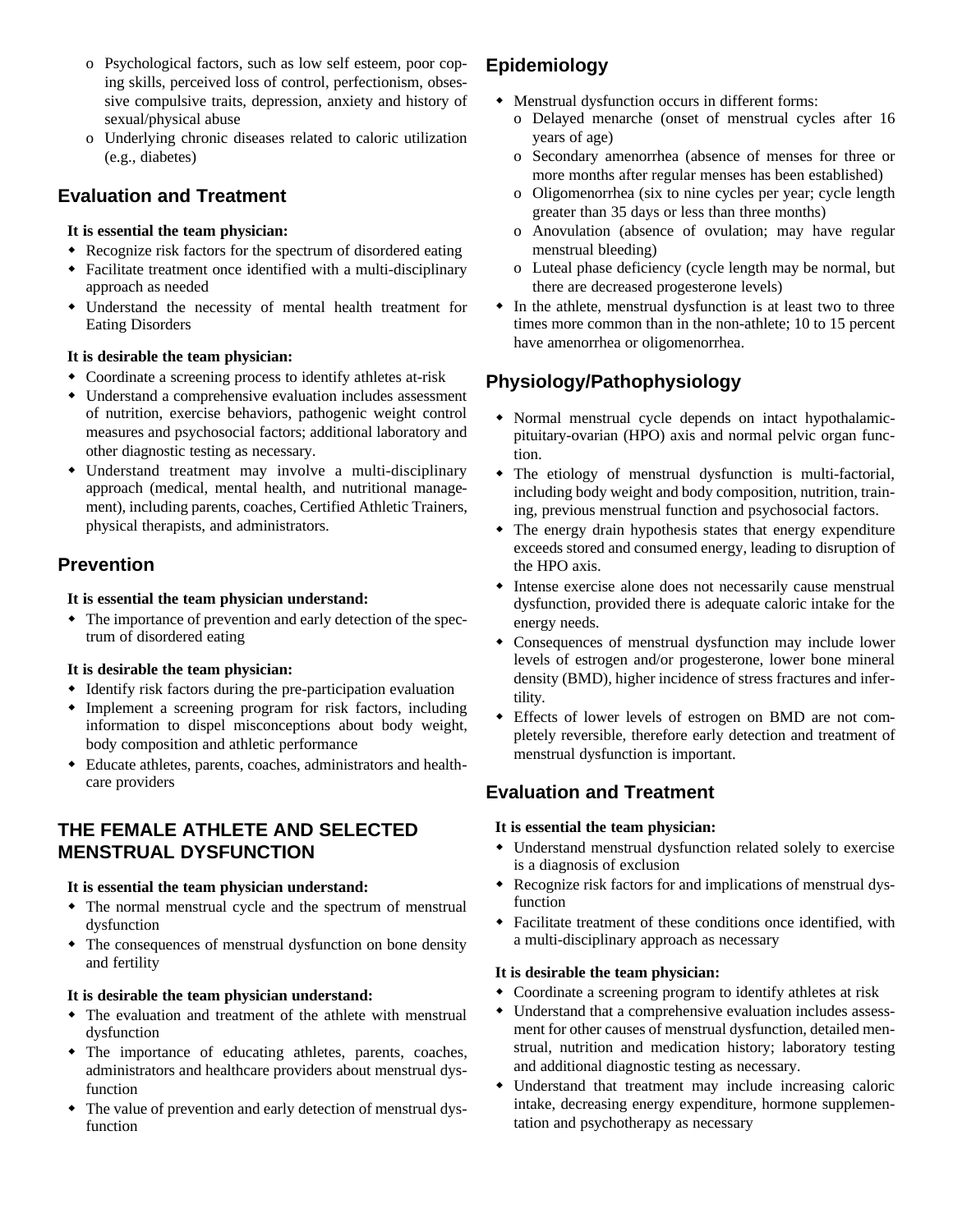- Psychological factors, such as low self esteem, poor coping skills, perceived loss of control, perfectionism, obsessive compulsive traits, depression, anxiety and history of sexual/physical abuse
- Underlying chronic diseases related to caloric utilization (e.g., diabetes)

## Evaluation and Treatment

**It is essential the team physician:**

- Recognize risk factors for the spectrum of disordered eating
- Facilitate treatment once identified with a multi-disciplinary approach as needed
- Understand the necessity of mental health treatment for Eating Disorders

**It is desirable the team physician:**

- Coordinate a screening process to identify athletes at-risk
- Understand a comprehensive evaluation includes assessment of nutrition, exercise behaviors, pathogenic weight control measures and psychosocial factors; additional laboratory and other diagnostic testing as necessary.
- Understand treatment may involve a multi-disciplinary approach (medical, mental health, and nutritional management), including parents, coaches, Certified Athletic Trainers, physical therapists, and administrators.

## Prevention

**It is essential the team physician understand:**

- The importance of prevention and early detection of the spectrum of disordered eating

**It is desirable the team physician:**

- Identify risk factors during the pre-participation evaluation
- Implement a screening program for risk factors, including information to dispel misconceptions about body weight, body composition and athletic performance
- Educate athletes, parents, coaches, administrators and healthcare providers

# THE FEMALE ATHLETE AND SELECTED MENSTRUAL DYSFUNCTION

**It is essential the team physician understand:**

- The normal menstrual cycle and the spectrum of menstrual dysfunction
- The consequences of menstrual dysfunction on bone density and fertility

**It is desirable the team physician understand:**

- The evaluation and treatment of the athlete with menstrual dysfunction
- The importance of educating athletes, parents, coaches, administrators and healthcare providers about menstrual dysfunction
- The value of prevention and early detection of menstrual dysfunction

## Epidemiology

- Menstrual dysfunction occurs in different forms:
  - Delayed menarche (onset of menstrual cycles after 16 years of age)
  - Secondary amenorrhea (absence of menses for three or more months after regular menses has been established)
  - Oligomenorrhea (six to nine cycles per year; cycle length greater than 35 days or less than three months)
  - Anovulation (absence of ovulation; may have regular menstrual bleeding)
  - Luteal phase deficiency (cycle length may be normal, but there are decreased progesterone levels)
- In the athlete, menstrual dysfunction is at least two to three times more common than in the non-athlete; 10 to 15 percent have amenorrhea or oligomenorrhea.

## Physiology/Pathophysiology

- Normal menstrual cycle depends on intact hypothalamic-pituitary-ovarian (HPO) axis and normal pelvic organ function.
- The etiology of menstrual dysfunction is multi-factorial, including body weight and body composition, nutrition, training, previous menstrual function and psychosocial factors.
- The energy drain hypothesis states that energy expenditure exceeds stored and consumed energy, leading to disruption of the HPO axis.
- Intense exercise alone does not necessarily cause menstrual dysfunction, provided there is adequate caloric intake for the energy needs.
- Consequences of menstrual dysfunction may include lower levels of estrogen and/or progesterone, lower bone mineral density (BMD), higher incidence of stress fractures and infertility.
- Effects of lower levels of estrogen on BMD are not completely reversible, therefore early detection and treatment of menstrual dysfunction is important.

## Evaluation and Treatment

**It is essential the team physician:**

- Understand menstrual dysfunction related solely to exercise is a diagnosis of exclusion
- Recognize risk factors for and implications of menstrual dysfunction
- Facilitate treatment of these conditions once identified, with a multi-disciplinary approach as necessary

**It is desirable the team physician:**

- Coordinate a screening program to identify athletes at risk
- Understand that a comprehensive evaluation includes assessment for other causes of menstrual dysfunction, detailed menstrual, nutrition and medication history; laboratory testing and additional diagnostic testing as necessary.
- Understand that treatment may include increasing caloric intake, decreasing energy expenditure, hormone supplementation and psychotherapy as necessary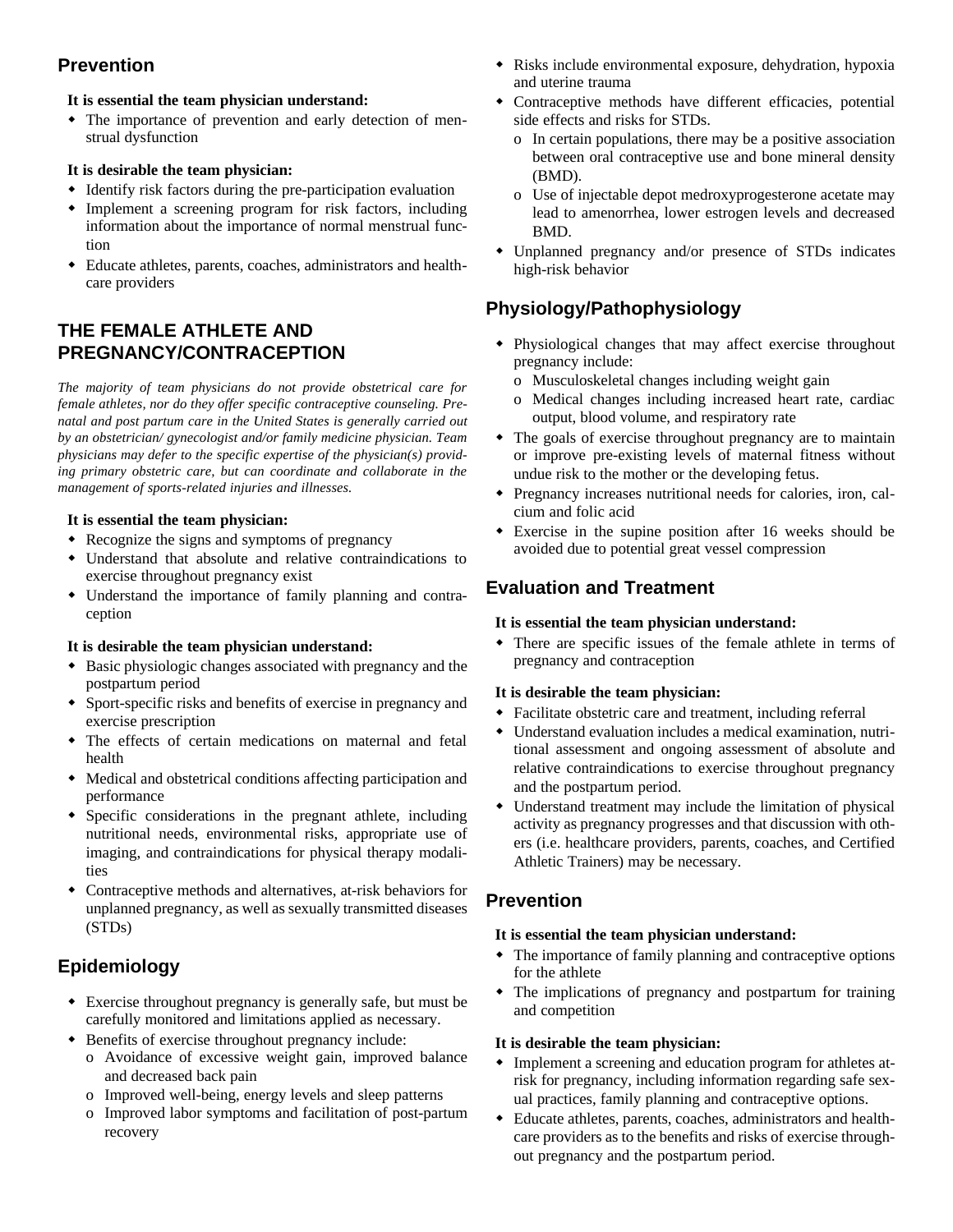## Prevention

**It is essential the team physician understand:**

- The importance of prevention and early detection of menstrual dysfunction

**It is desirable the team physician:**

- Identify risk factors during the pre-participation evaluation
- Implement a screening program for risk factors, including information about the importance of normal menstrual function
- Educate athletes, parents, coaches, administrators and healthcare providers

## THE FEMALE ATHLETE AND PREGNANCY/CONTRACEPTION

*The majority of team physicians do not provide obstetrical care for female athletes, nor do they offer specific contraceptive counseling. Prenatal and post partum care in the United States is generally carried out by an obstetrician/ gynecologist and/or family medicine physician. Team physicians may defer to the specific expertise of the physician(s) providing primary obstetric care, but can coordinate and collaborate in the management of sports-related injuries and illnesses.*

**It is essential the team physician:**

- Recognize the signs and symptoms of pregnancy
- Understand that absolute and relative contraindications to exercise throughout pregnancy exist
- Understand the importance of family planning and contraception

**It is desirable the team physician understand:**

- Basic physiologic changes associated with pregnancy and the postpartum period
- Sport-specific risks and benefits of exercise in pregnancy and exercise prescription
- The effects of certain medications on maternal and fetal health
- Medical and obstetrical conditions affecting participation and performance
- Specific considerations in the pregnant athlete, including nutritional needs, environmental risks, appropriate use of imaging, and contraindications for physical therapy modalities
- Contraceptive methods and alternatives, at-risk behaviors for unplanned pregnancy, as well as sexually transmitted diseases (STDs)

## Epidemiology

- Exercise throughout pregnancy is generally safe, but must be carefully monitored and limitations applied as necessary.
- Benefits of exercise throughout pregnancy include:
  - Avoidance of excessive weight gain, improved balance and decreased back pain
  - Improved well-being, energy levels and sleep patterns
  - Improved labor symptoms and facilitation of post-partum recovery
- Risks include environmental exposure, dehydration, hypoxia and uterine trauma
- Contraceptive methods have different efficacies, potential side effects and risks for STDs.
  - In certain populations, there may be a positive association between oral contraceptive use and bone mineral density (BMD).
  - Use of injectable depot medroxyprogesterone acetate may lead to amenorrhea, lower estrogen levels and decreased BMD.
- Unplanned pregnancy and/or presence of STDs indicates high-risk behavior

## Physiology/Pathophysiology

- Physiological changes that may affect exercise throughout pregnancy include:
  - Musculoskeletal changes including weight gain
  - Medical changes including increased heart rate, cardiac output, blood volume, and respiratory rate
- The goals of exercise throughout pregnancy are to maintain or improve pre-existing levels of maternal fitness without undue risk to the mother or the developing fetus.
- Pregnancy increases nutritional needs for calories, iron, calcium and folic acid
- Exercise in the supine position after 16 weeks should be avoided due to potential great vessel compression

## Evaluation and Treatment

**It is essential the team physician understand:**

- There are specific issues of the female athlete in terms of pregnancy and contraception

**It is desirable the team physician:**

- Facilitate obstetric care and treatment, including referral
- Understand evaluation includes a medical examination, nutritional assessment and ongoing assessment of absolute and relative contraindications to exercise throughout pregnancy and the postpartum period.
- Understand treatment may include the limitation of physical activity as pregnancy progresses and that discussion with others (i.e. healthcare providers, parents, coaches, and Certified Athletic Trainers) may be necessary.

## Prevention

**It is essential the team physician understand:**

- The importance of family planning and contraceptive options for the athlete
- The implications of pregnancy and postpartum for training and competition

**It is desirable the team physician:**

- Implement a screening and education program for athletes at-risk for pregnancy, including information regarding safe sexual practices, family planning and contraceptive options.
- Educate athletes, parents, coaches, administrators and healthcare providers as to the benefits and risks of exercise throughout pregnancy and the postpartum period.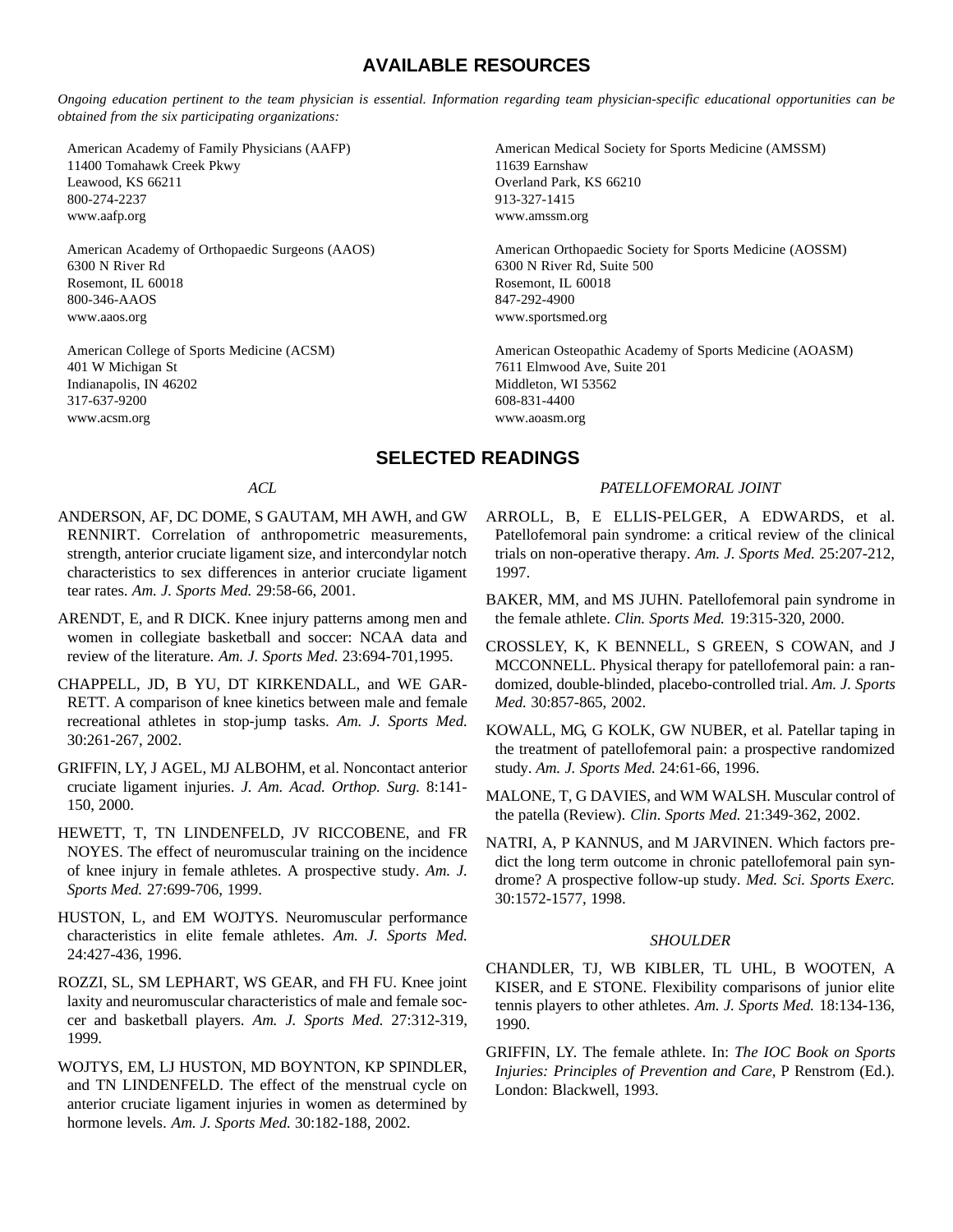## AVAILABLE RESOURCES

*Ongoing education pertinent to the team physician is essential. Information regarding team physician-specific educational opportunities can be obtained from the six participating organizations:*

American Academy of Family Physicians (AAFP)
11400 Tomahawk Creek Pkwy
Leawood, KS 66211
800-274-2237
www.aafp.org

American Academy of Orthopaedic Surgeons (AAOS)
6300 N River Rd
Rosemont, IL 60018
800-346-AAOS
www.aaos.org

American College of Sports Medicine (ACSM)
401 W Michigan St
Indianapolis, IN 46202
317-637-9200
www.acsm.org

American Medical Society for Sports Medicine (AMSSM)
11639 Earnshaw
Overland Park, KS 66210
913-327-1415
www.amssm.org

American Orthopaedic Society for Sports Medicine (AOSSM)
6300 N River Rd, Suite 500
Rosemont, IL 60018
847-292-4900
www.sportsmed.org

American Osteopathic Academy of Sports Medicine (AOASM)
7611 Elmwood Ave, Suite 201
Middleton, WI 53562
608-831-4400
www.aoasm.org

## SELECTED READINGS

### *ACL*

ANDERSON, AF, DC DOME, S GAUTAM, MH AWH, and GW RENNIRT. Correlation of anthropometric measurements, strength, anterior cruciate ligament size, and intercondylar notch characteristics to sex differences in anterior cruciate ligament tear rates. *Am. J. Sports Med.* 29:58-66, 2001.

ARENDT, E, and R DICK. Knee injury patterns among men and women in collegiate basketball and soccer: NCAA data and review of the literature. *Am. J. Sports Med.* 23:694-701,1995.

CHAPPELL, JD, B YU, DT KIRKENDALL, and WE GARRETT. A comparison of knee kinetics between male and female recreational athletes in stop-jump tasks. *Am. J. Sports Med.* 30:261-267, 2002.

GRIFFIN, LY, J AGEL, MJ ALBOHM, et al. Noncontact anterior cruciate ligament injuries. *J. Am. Acad. Orthop. Surg.* 8:141-150, 2000.

HEWETT, T, TN LINDENFELD, JV RICCOBENE, and FR NOYES. The effect of neuromuscular training on the incidence of knee injury in female athletes. A prospective study. *Am. J. Sports Med.* 27:699-706, 1999.

HUSTON, L, and EM WOJTYS. Neuromuscular performance characteristics in elite female athletes. *Am. J. Sports Med.* 24:427-436, 1996.

ROZZI, SL, SM LEPHART, WS GEAR, and FH FU. Knee joint laxity and neuromuscular characteristics of male and female soccer and basketball players. *Am. J. Sports Med.* 27:312-319, 1999.

WOJTYS, EM, LJ HUSTON, MD BOYNTON, KP SPINDLER, and TN LINDENFELD. The effect of the menstrual cycle on anterior cruciate ligament injuries in women as determined by hormone levels. *Am. J. Sports Med.* 30:182-188, 2002.

### *PATELLOFEMORAL JOINT*

ARROLL, B, E ELLIS-PELGER, A EDWARDS, et al. Patellofemoral pain syndrome: a critical review of the clinical trials on non-operative therapy. *Am. J. Sports Med.* 25:207-212, 1997.

BAKER, MM, and MS JUHN. Patellofemoral pain syndrome in the female athlete. *Clin. Sports Med.* 19:315-320, 2000.

CROSSLEY, K, K BENNELL, S GREEN, S COWAN, and J MCCONNELL. Physical therapy for patellofemoral pain: a randomized, double-blinded, placebo-controlled trial. *Am. J. Sports Med.* 30:857-865, 2002.

KOWALL, MG, G KOLK, GW NUBER, et al. Patellar taping in the treatment of patellofemoral pain: a prospective randomized study. *Am. J. Sports Med.* 24:61-66, 1996.

MALONE, T, G DAVIES, and WM WALSH. Muscular control of the patella (Review). *Clin. Sports Med.* 21:349-362, 2002.

NATRI, A, P KANNUS, and M JARVINEN. Which factors predict the long term outcome in chronic patellofemoral pain syndrome? A prospective follow-up study. *Med. Sci. Sports Exerc.* 30:1572-1577, 1998.

### *SHOULDER*

CHANDLER, TJ, WB KIBLER, TL UHL, B WOOTEN, A KISER, and E STONE. Flexibility comparisons of junior elite tennis players to other athletes. *Am. J. Sports Med.* 18:134-136, 1990.

GRIFFIN, LY. The female athlete. In: *The IOC Book on Sports Injuries: Principles of Prevention and Care,* P Renstrom (Ed.). London: Blackwell, 1993.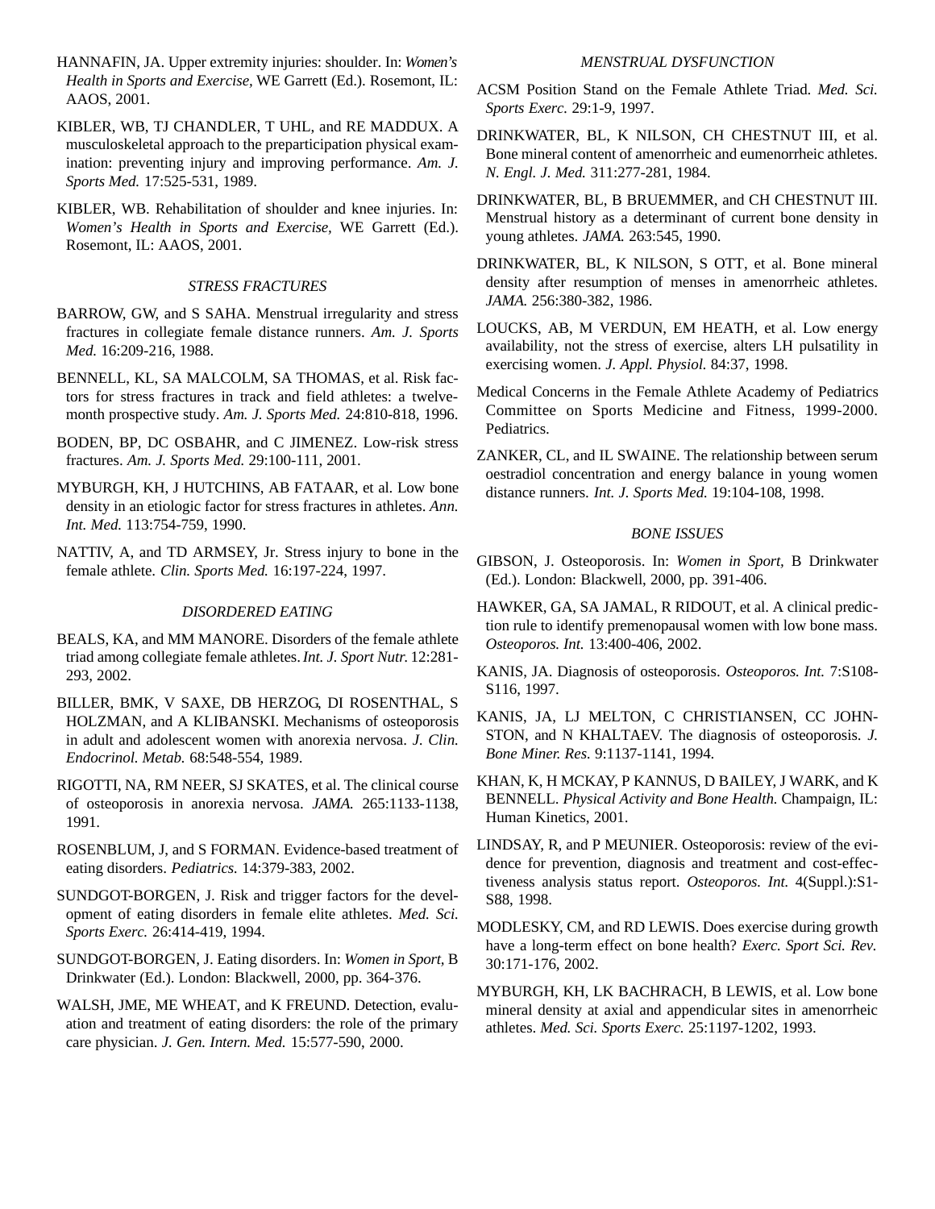HANNAFIN, JA. Upper extremity injuries: shoulder. In: *Women's Health in Sports and Exercise,* WE Garrett (Ed.). Rosemont, IL: AAOS, 2001.

KIBLER, WB, TJ CHANDLER, T UHL, and RE MADDUX. A musculoskeletal approach to the preparticipation physical examination: preventing injury and improving performance. *Am. J. Sports Med.* 17:525-531, 1989.

KIBLER, WB. Rehabilitation of shoulder and knee injuries. In: *Women's Health in Sports and Exercise,* WE Garrett (Ed.). Rosemont, IL: AAOS, 2001.

### *STRESS FRACTURES*

BARROW, GW, and S SAHA. Menstrual irregularity and stress fractures in collegiate female distance runners. *Am. J. Sports Med.* 16:209-216, 1988.

BENNELL, KL, SA MALCOLM, SA THOMAS, et al. Risk factors for stress fractures in track and field athletes: a twelve-month prospective study. *Am. J. Sports Med.* 24:810-818, 1996.

BODEN, BP, DC OSBAHR, and C JIMENEZ. Low-risk stress fractures. *Am. J. Sports Med.* 29:100-111, 2001.

MYBURGH, KH, J HUTCHINS, AB FATAAR, et al. Low bone density in an etiologic factor for stress fractures in athletes. *Ann. Int. Med.* 113:754-759, 1990.

NATTIV, A, and TD ARMSEY, Jr. Stress injury to bone in the female athlete. *Clin. Sports Med.* 16:197-224, 1997.

### *DISORDERED EATING*

BEALS, KA, and MM MANORE. Disorders of the female athlete triad among collegiate female athletes. *Int. J. Sport Nutr.* 12:281-293, 2002.

BILLER, BMK, V SAXE, DB HERZOG, DI ROSENTHAL, S HOLZMAN, and A KLIBANSKI. Mechanisms of osteoporosis in adult and adolescent women with anorexia nervosa. *J. Clin. Endocrinol. Metab.* 68:548-554, 1989.

RIGOTTI, NA, RM NEER, SJ SKATES, et al. The clinical course of osteoporosis in anorexia nervosa. *JAMA.* 265:1133-1138, 1991.

ROSENBLUM, J, and S FORMAN. Evidence-based treatment of eating disorders. *Pediatrics.* 14:379-383, 2002.

SUNDGOT-BORGEN, J. Risk and trigger factors for the development of eating disorders in female elite athletes. *Med. Sci. Sports Exerc.* 26:414-419, 1994.

SUNDGOT-BORGEN, J. Eating disorders. In: *Women in Sport,* B Drinkwater (Ed.). London: Blackwell, 2000, pp. 364-376.

WALSH, JME, ME WHEAT, and K FREUND. Detection, evaluation and treatment of eating disorders: the role of the primary care physician. *J. Gen. Intern. Med.* 15:577-590, 2000.

### *MENSTRUAL DYSFUNCTION*

ACSM Position Stand on the Female Athlete Triad. *Med. Sci. Sports Exerc.* 29:1-9, 1997.

DRINKWATER, BL, K NILSON, CH CHESTNUT III, et al. Bone mineral content of amenorrheic and eumenorrheic athletes. *N. Engl. J. Med.* 311:277-281, 1984.

DRINKWATER, BL, B BRUEMMER, and CH CHESTNUT III. Menstrual history as a determinant of current bone density in young athletes. *JAMA.* 263:545, 1990.

DRINKWATER, BL, K NILSON, S OTT, et al. Bone mineral density after resumption of menses in amenorrheic athletes. *JAMA.* 256:380-382, 1986.

LOUCKS, AB, M VERDUN, EM HEATH, et al. Low energy availability, not the stress of exercise, alters LH pulsatility in exercising women. *J. Appl. Physiol.* 84:37, 1998.

Medical Concerns in the Female Athlete Academy of Pediatrics Committee on Sports Medicine and Fitness, 1999-2000. Pediatrics.

ZANKER, CL, and IL SWAINE. The relationship between serum oestradiol concentration and energy balance in young women distance runners. *Int. J. Sports Med.* 19:104-108, 1998.

### *BONE ISSUES*

GIBSON, J. Osteoporosis. In: *Women in Sport,* B Drinkwater (Ed.). London: Blackwell, 2000, pp. 391-406.

HAWKER, GA, SA JAMAL, R RIDOUT, et al. A clinical prediction rule to identify premenopausal women with low bone mass. *Osteoporos. Int.* 13:400-406, 2002.

KANIS, JA. Diagnosis of osteoporosis. *Osteoporos. Int.* 7:S108-S116, 1997.

KANIS, JA, LJ MELTON, C CHRISTIANSEN, CC JOHNSTON, and N KHALTAEV. The diagnosis of osteoporosis. *J. Bone Miner. Res.* 9:1137-1141, 1994.

KHAN, K, H MCKAY, P KANNUS, D BAILEY, J WARK, and K BENNELL. *Physical Activity and Bone Health.* Champaign, IL: Human Kinetics, 2001.

LINDSAY, R, and P MEUNIER. Osteoporosis: review of the evidence for prevention, diagnosis and treatment and cost-effectiveness analysis status report. *Osteoporos. Int.* 4(Suppl.):S1-S88, 1998.

MODLESKY, CM, and RD LEWIS. Does exercise during growth have a long-term effect on bone health? *Exerc. Sport Sci. Rev.* 30:171-176, 2002.

MYBURGH, KH, LK BACHRACH, B LEWIS, et al. Low bone mineral density at axial and appendicular sites in amenorrheic athletes. *Med. Sci. Sports Exerc.* 25:1197-1202, 1993.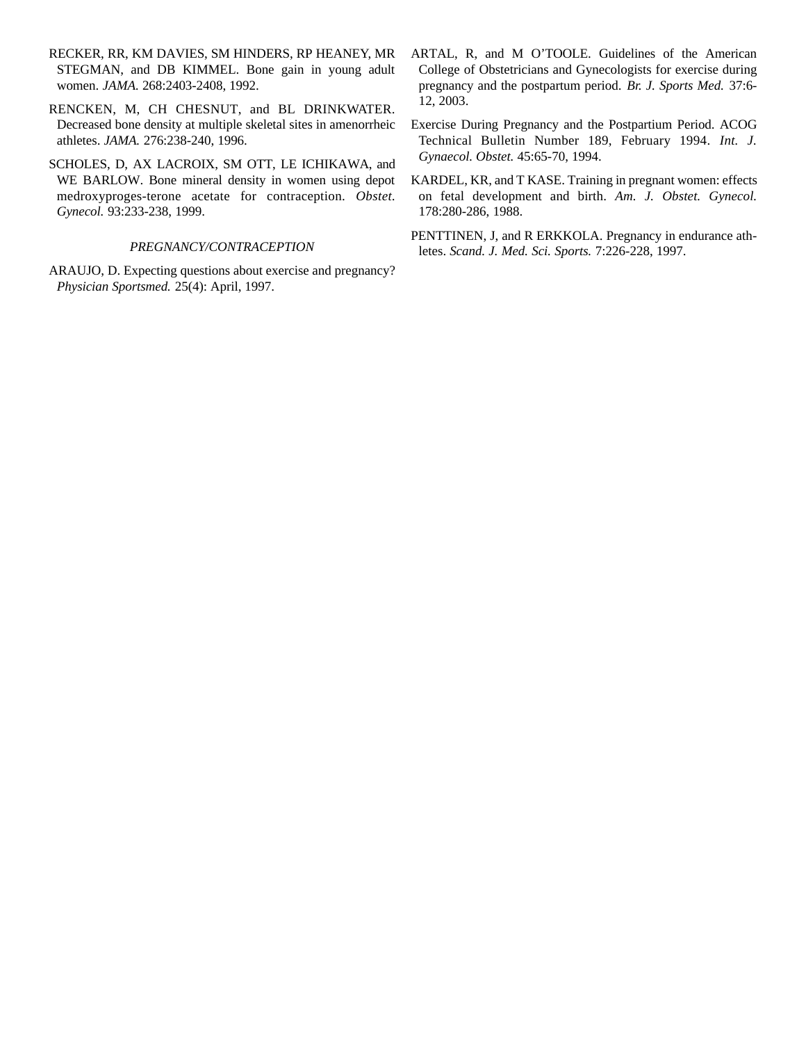RECKER, RR, KM DAVIES, SM HINDERS, RP HEANEY, MR STEGMAN, and DB KIMMEL. Bone gain in young adult women. *JAMA.* 268:2403-2408, 1992.

RENCKEN, M, CH CHESNUT, and BL DRINKWATER. Decreased bone density at multiple skeletal sites in amenorrheic athletes. *JAMA.* 276:238-240, 1996.

SCHOLES, D, AX LACROIX, SM OTT, LE ICHIKAWA, and WE BARLOW. Bone mineral density in women using depot medroxyproges-terone acetate for contraception. *Obstet. Gynecol.* 93:233-238, 1999.

### *PREGNANCY/CONTRACEPTION*

ARAUJO, D. Expecting questions about exercise and pregnancy? *Physician Sportsmed.* 25(4): April, 1997.

ARTAL, R, and M O'TOOLE. Guidelines of the American College of Obstetricians and Gynecologists for exercise during pregnancy and the postpartum period. *Br. J. Sports Med.* 37:6-12, 2003.

Exercise During Pregnancy and the Postpartium Period. ACOG Technical Bulletin Number 189, February 1994. *Int. J. Gynaecol. Obstet.* 45:65-70, 1994.

KARDEL, KR, and T KASE. Training in pregnant women: effects on fetal development and birth. *Am. J. Obstet. Gynecol.* 178:280-286, 1988.

PENTTINEN, J, and R ERKKOLA. Pregnancy in endurance athletes. *Scand. J. Med. Sci. Sports.* 7:226-228, 1997.